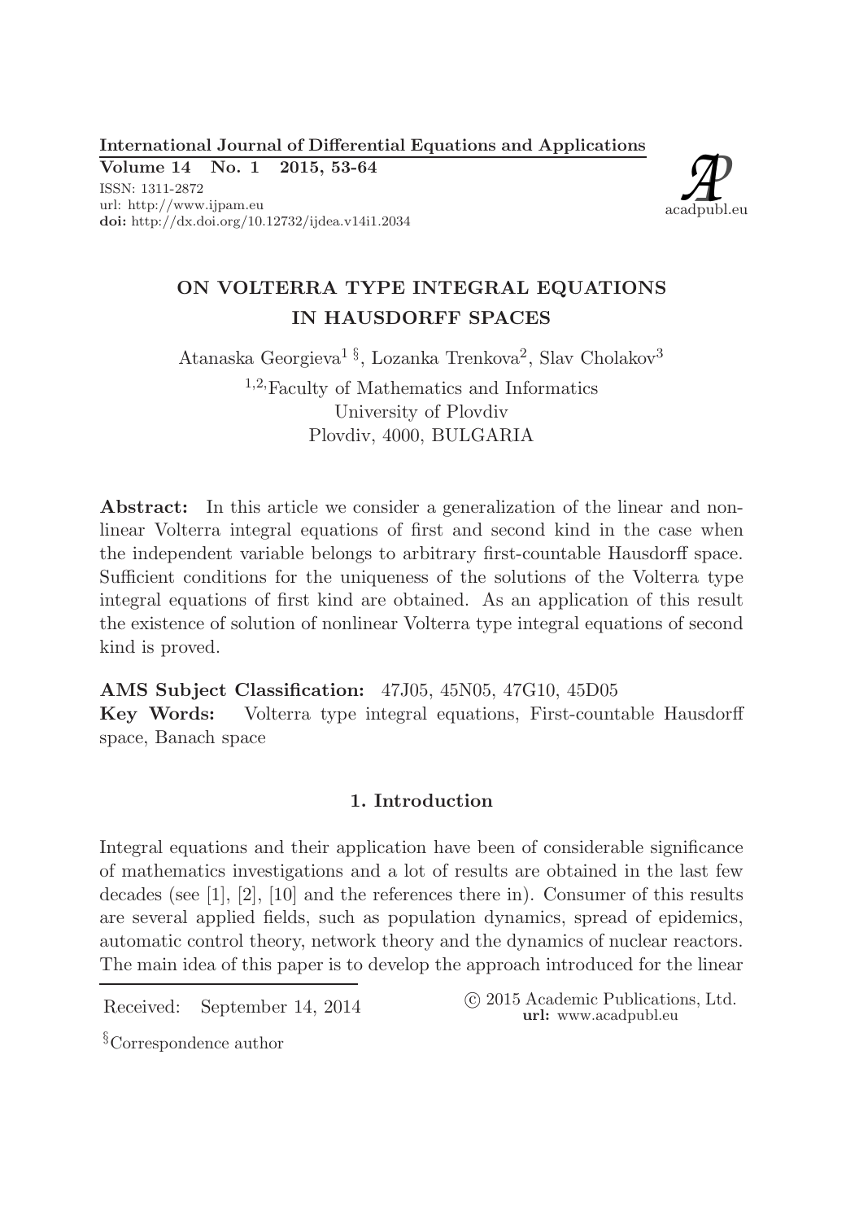International Journal of Differential Equations and Applications
Volume 14 No. 1 2015, 53-64
ISSN: 1311-2872
url: http://www.ijpam.eu
doi: http://dx.doi.org/10.12732/ijdea.v14i1.2034

# ON VOLTERRA TYPE INTEGRAL EQUATIONS IN HAUSDORFF SPACES

Atanaska Georgieva[1 §], Lozanka Trenkova[2], Slav Cholakov[3]

[1,2]Faculty of Mathematics and Informatics
University of Plovdiv
Plovdiv, 4000, BULGARIA

**Abstract:** In this article we consider a generalization of the linear and nonlinear Volterra integral equations of first and second kind in the case when the independent variable belongs to arbitrary first-countable Hausdorff space. Sufficient conditions for the uniqueness of the solutions of the Volterra type integral equations of first kind are obtained. As an application of this result the existence of solution of nonlinear Volterra type integral equations of second kind is proved.

**AMS Subject Classification:** 47J05, 45N05, 47G10, 45D05
**Key Words:** Volterra type integral equations, First-countable Hausdorff space, Banach space

## 1. Introduction

Integral equations and their application have been of considerable significance of mathematics investigations and a lot of results are obtained in the last few decades (see [1], [2], [10] and the references there in). Consumer of this results are several applied fields, such as population dynamics, spread of epidemics, automatic control theory, network theory and the dynamics of nuclear reactors. The main idea of this paper is to develop the approach introduced for the linear

Received: September 14, 2014

© 2015 Academic Publications, Ltd.
url: www.acadpubl.eu

[§]Correspondence author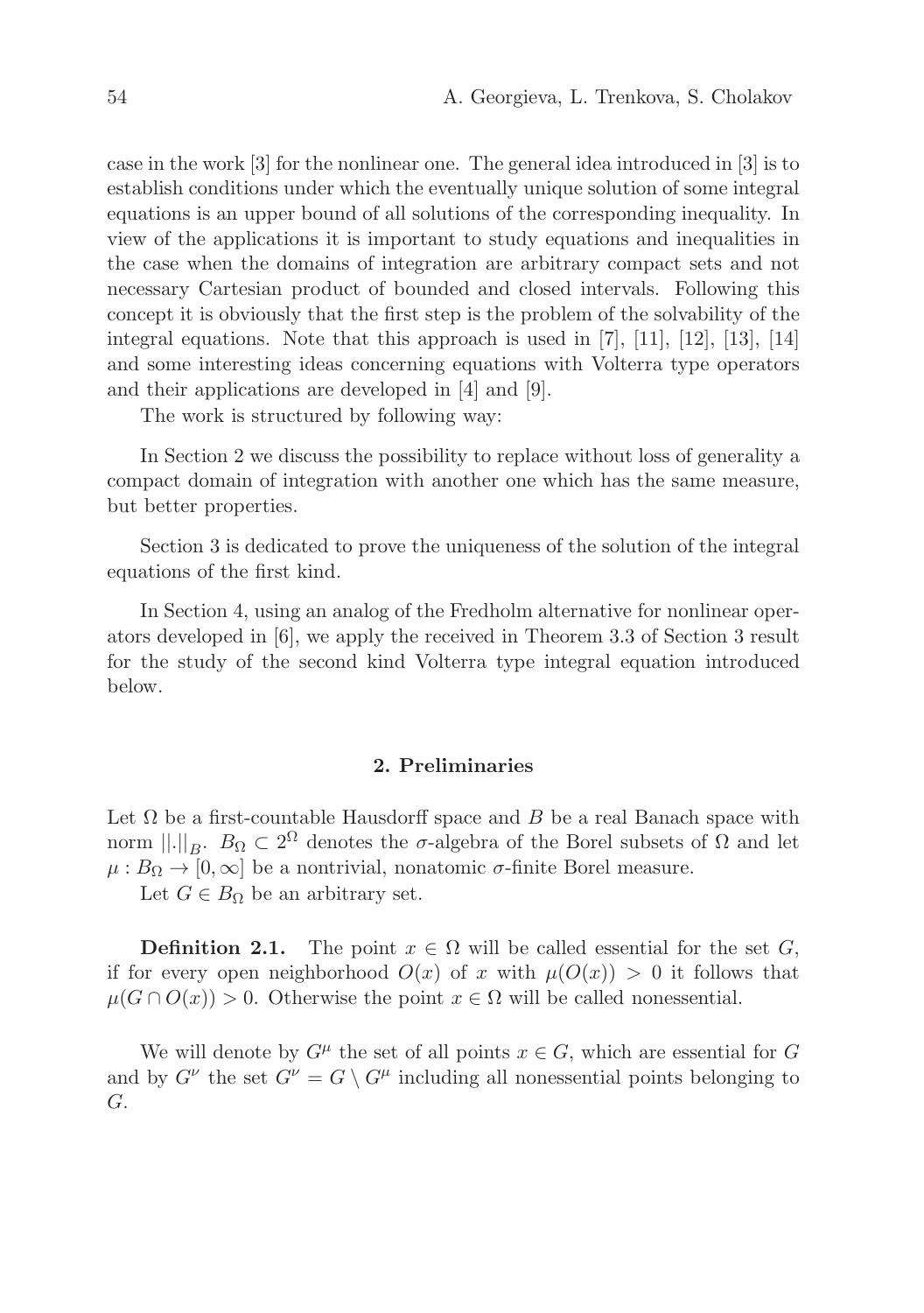case in the work [3] for the nonlinear one. The general idea introduced in [3] is to establish conditions under which the eventually unique solution of some integral equations is an upper bound of all solutions of the corresponding inequality. In view of the applications it is important to study equations and inequalities in the case when the domains of integration are arbitrary compact sets and not necessary Cartesian product of bounded and closed intervals. Following this concept it is obviously that the first step is the problem of the solvability of the integral equations. Note that this approach is used in [7], [11], [12], [13], [14] and some interesting ideas concerning equations with Volterra type operators and their applications are developed in [4] and [9].

The work is structured by following way:

In Section 2 we discuss the possibility to replace without loss of generality a compact domain of integration with another one which has the same measure, but better properties.

Section 3 is dedicated to prove the uniqueness of the solution of the integral equations of the first kind.

In Section 4, using an analog of the Fredholm alternative for nonlinear operators developed in [6], we apply the received in Theorem 3.3 of Section 3 result for the study of the second kind Volterra type integral equation introduced below.

## 2. Preliminaries

Let $\Omega$ be a first-countable Hausdorff space and $B$ be a real Banach space with norm $||.||_B$. $B_\Omega \subset 2^\Omega$ denotes the $\sigma$-algebra of the Borel subsets of $\Omega$ and let $\mu : B_\Omega \to [0, \infty]$ be a nontrivial, nonatomic $\sigma$-finite Borel measure.

Let $G \in B_\Omega$ be an arbitrary set.

**Definition 2.1.** The point $x \in \Omega$ will be called essential for the set $G$, if for every open neighborhood $O(x)$ of $x$ with $\mu(O(x)) > 0$ it follows that $\mu(G \cap O(x)) > 0$. Otherwise the point $x \in \Omega$ will be called nonessential.

We will denote by $G^\mu$ the set of all points $x \in G$, which are essential for $G$ and by $G^\nu$ the set $G^\nu = G \setminus G^\mu$ including all nonessential points belonging to $G$.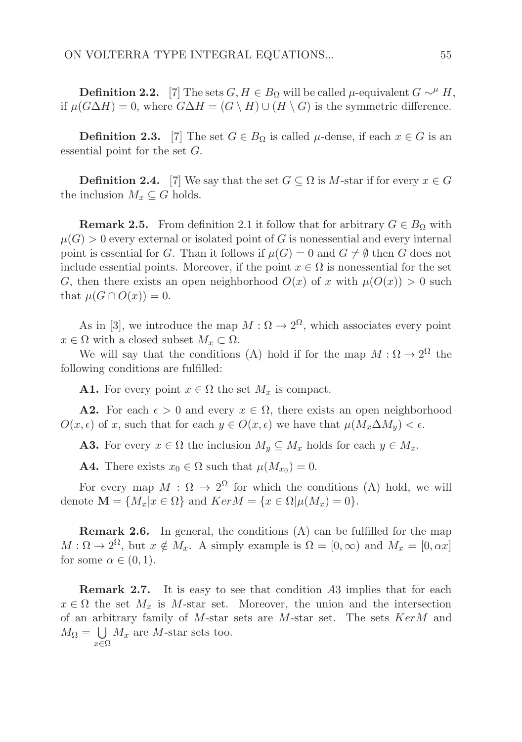**Definition 2.2.** [7] The sets $G, H \in B_\Omega$ will be called $\mu$-equivalent $G \sim^\mu H$, if $\mu(G \Delta H) = 0$, where $G \Delta H = (G \setminus H) \cup (H \setminus G)$ is the symmetric difference.

**Definition 2.3.** [7] The set $G \in B_\Omega$ is called $\mu$-dense, if each $x \in G$ is an essential point for the set $G$.

**Definition 2.4.** [7] We say that the set $G \subseteq \Omega$ is $M$-star if for every $x \in G$ the inclusion $M_x \subseteq G$ holds.

**Remark 2.5.** From definition 2.1 it follow that for arbitrary $G \in B_\Omega$ with $\mu(G) > 0$ every external or isolated point of $G$ is nonessential and every internal point is essential for $G$. Than it follows if $\mu(G) = 0$ and $G \neq \emptyset$ then $G$ does not include essential points. Moreover, if the point $x \in \Omega$ is nonessential for the set $G$, then there exists an open neighborhood $O(x)$ of $x$ with $\mu(O(x)) > 0$ such that $\mu(G \cap O(x)) = 0$.

As in [3], we introduce the map $M : \Omega \to 2^\Omega$, which associates every point $x \in \Omega$ with a closed subset $M_x \subset \Omega$.

We will say that the conditions (A) hold if for the map $M : \Omega \to 2^\Omega$ the following conditions are fulfilled:

**A1.** For every point $x \in \Omega$ the set $M_x$ is compact.

**A2.** For each $\epsilon > 0$ and every $x \in \Omega$, there exists an open neighborhood $O(x, \epsilon)$ of $x$, such that for each $y \in O(x, \epsilon)$ we have that $\mu(M_x \Delta M_y) < \epsilon$.

**A3.** For every $x \in \Omega$ the inclusion $M_y \subseteq M_x$ holds for each $y \in M_x$.

**A4.** There exists $x_0 \in \Omega$ such that $\mu(M_{x_0}) = 0$.

For every map $M : \Omega \to 2^\Omega$ for which the conditions (A) hold, we will denote $\mathbf{M} = \{M_x | x \in \Omega\}$ and $KerM = \{x \in \Omega | \mu(M_x) = 0\}$.

**Remark 2.6.** In general, the conditions (A) can be fulfilled for the map $M : \Omega \to 2^\Omega$, but $x \notin M_x$. A simply example is $\Omega = [0, \infty)$ and $M_x = [0, \alpha x]$ for some $\alpha \in (0, 1)$.

**Remark 2.7.** It is easy to see that condition $A3$ implies that for each $x \in \Omega$ the set $M_x$ is $M$-star set. Moreover, the union and the intersection of an arbitrary family of $M$-star sets are $M$-star set. The sets $KerM$ and $M_\Omega = \bigcup_{x \in \Omega} M_x$ are $M$-star sets too.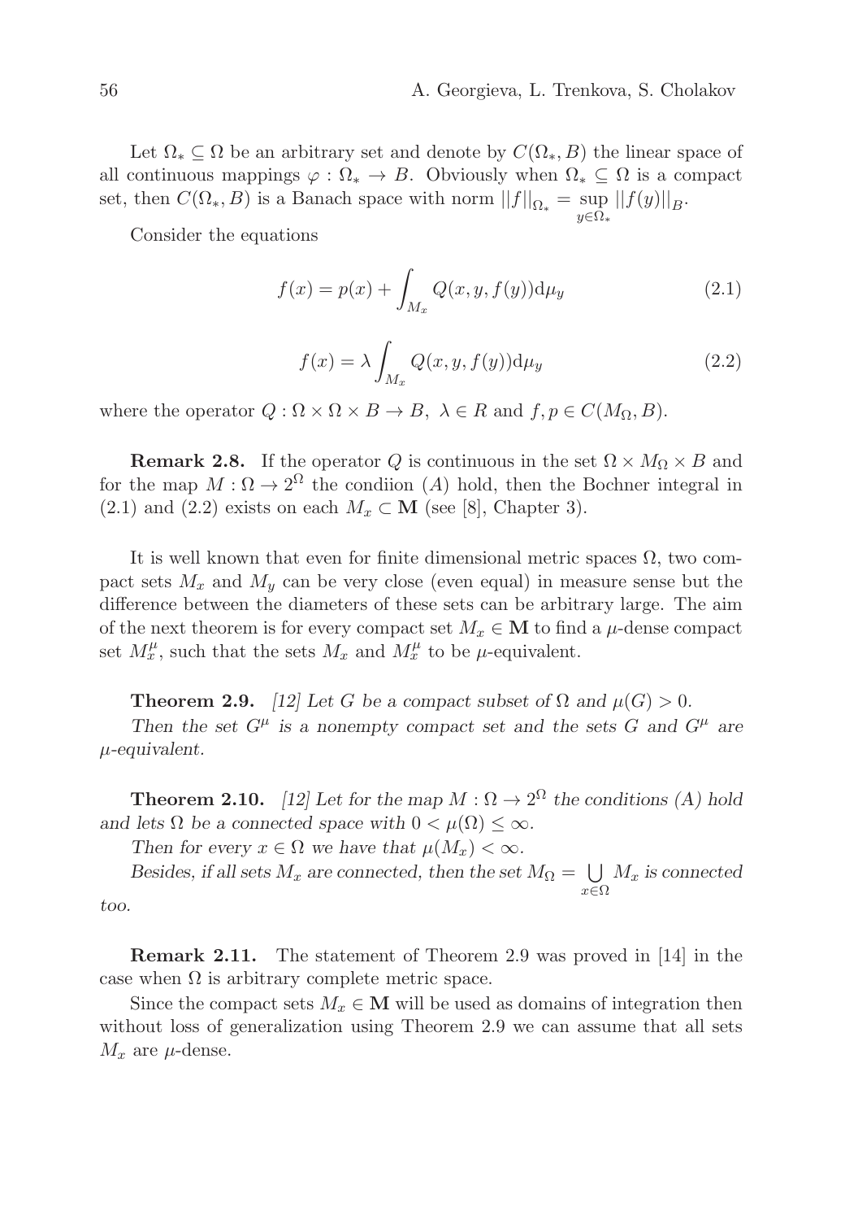Let $\Omega_* \subseteq \Omega$ be an arbitrary set and denote by $C(\Omega_*, B)$ the linear space of all continuous mappings $\varphi : \Omega_* \to B$. Obviously when $\Omega_* \subseteq \Omega$ is a compact set, then $C(\Omega_*, B)$ is a Banach space with norm $||f||_{\Omega_*} = \sup\limits_{y \in \Omega_*} ||f(y)||_B$.

Consider the equations

$$f(x) = p(x) + \int_{M_x} Q(x, y, f(y)) \mathrm{d}\mu_y \tag{2.1}$$

$$f(x) = \lambda \int_{M_x} Q(x, y, f(y)) \mathrm{d}\mu_y \tag{2.2}$$

where the operator $Q : \Omega \times \Omega \times B \to B$, $\lambda \in R$ and $f, p \in C(M_\Omega, B)$.

**Remark 2.8.** If the operator $Q$ is continuous in the set $\Omega \times M_\Omega \times B$ and for the map $M : \Omega \to 2^\Omega$ the condiion $(A)$ hold, then the Bochner integral in (2.1) and (2.2) exists on each $M_x \subset \mathbf{M}$ (see [8], Chapter 3).

It is well known that even for finite dimensional metric spaces $\Omega$, two compact sets $M_x$ and $M_y$ can be very close (even equal) in measure sense but the difference between the diameters of these sets can be arbitrary large. The aim of the next theorem is for every compact set $M_x \in \mathbf{M}$ to find a $\mu$-dense compact set $M_x^\mu$, such that the sets $M_x$ and $M_x^\mu$ to be $\mu$-equivalent.

**Theorem 2.9.** *[12] Let $G$ be a compact subset of $\Omega$ and $\mu(G) > 0$.*

*Then the set $G^\mu$ is a nonempty compact set and the sets $G$ and $G^\mu$ are $\mu$-equivalent.*

**Theorem 2.10.** *[12] Let for the map $M : \Omega \to 2^\Omega$ the conditions (A) hold and lets $\Omega$ be a connected space with $0 < \mu(\Omega) \leq \infty$.*

*Then for every $x \in \Omega$ we have that $\mu(M_x) < \infty$.*

*Besides, if all sets $M_x$ are connected, then the set $M_\Omega = \bigcup\limits_{x \in \Omega} M_x$ is connected too.*

**Remark 2.11.** The statement of Theorem 2.9 was proved in [14] in the case when $\Omega$ is arbitrary complete metric space.

Since the compact sets $M_x \in \mathbf{M}$ will be used as domains of integration then without loss of generalization using Theorem 2.9 we can assume that all sets $M_x$ are $\mu$-dense.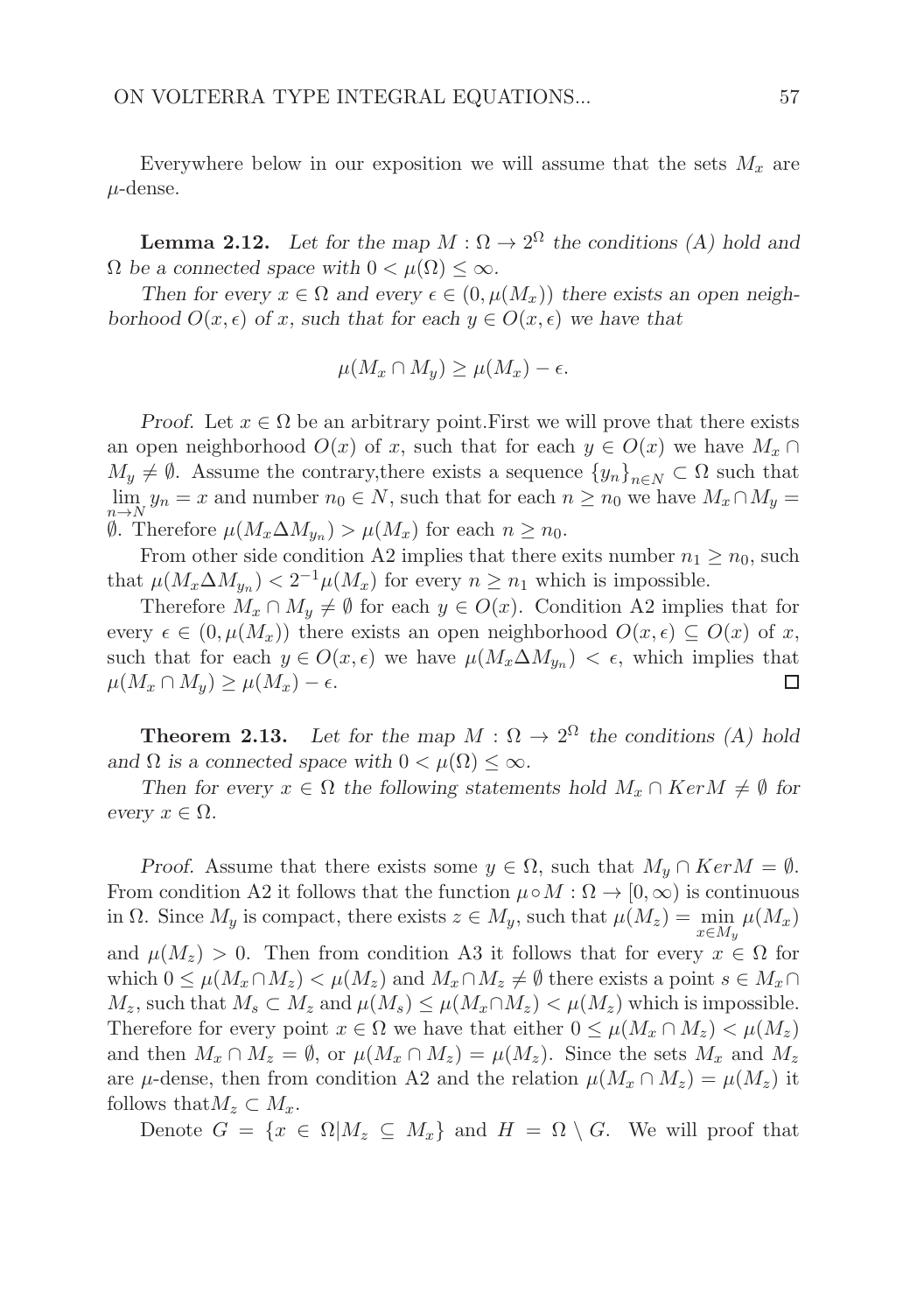Everywhere below in our exposition we will assume that the sets $M_x$ are $\mu$-dense.

**Lemma 2.12.** *Let for the map $M : \Omega \to 2^{\Omega}$ the conditions (A) hold and $\Omega$ be a connected space with $0 < \mu(\Omega) \leq \infty$.*

*Then for every $x \in \Omega$ and every $\epsilon \in (0, \mu(M_x))$ there exists an open neighborhood $O(x, \epsilon)$ of $x$, such that for each $y \in O(x, \epsilon)$ we have that*

$$\mu(M_x \cap M_y) \geq \mu(M_x) - \epsilon.$$

*Proof.* Let $x \in \Omega$ be an arbitrary point.First we will prove that there exists an open neighborhood $O(x)$ of $x$, such that for each $y \in O(x)$ we have $M_x \cap M_y \neq \emptyset$. Assume the contrary,there exists a sequence $\{y_n\}_{n \in N} \subset \Omega$ such that $\lim_{n \to N} y_n = x$ and number $n_0 \in N$, such that for each $n \geq n_0$ we have $M_x \cap M_y = \emptyset$. Therefore $\mu(M_x \Delta M_{y_n}) > \mu(M_x)$ for each $n \geq n_0$.

From other side condition A2 implies that there exits number $n_1 \geq n_0$, such that $\mu(M_x \Delta M_{y_n}) < 2^{-1}\mu(M_x)$ for every $n \geq n_1$ which is impossible.

Therefore $M_x \cap M_y \neq \emptyset$ for each $y \in O(x)$. Condition A2 implies that for every $\epsilon \in (0, \mu(M_x))$ there exists an open neighborhood $O(x, \epsilon) \subseteq O(x)$ of $x$, such that for each $y \in O(x, \epsilon)$ we have $\mu(M_x \Delta M_{y_n}) < \epsilon$, which implies that $\mu(M_x \cap M_y) \geq \mu(M_x) - \epsilon$. $\square$

**Theorem 2.13.** *Let for the map $M : \Omega \to 2^{\Omega}$ the conditions (A) hold and $\Omega$ is a connected space with $0 < \mu(\Omega) \leq \infty$.*

*Then for every $x \in \Omega$ the following statements hold $M_x \cap Ker M \neq \emptyset$ for every $x \in \Omega$.*

*Proof.* Assume that there exists some $y \in \Omega$, such that $M_y \cap Ker M = \emptyset$. From condition A2 it follows that the function $\mu \circ M : \Omega \to [0, \infty)$ is continuous in $\Omega$. Since $M_y$ is compact, there exists $z \in M_y$, such that $\mu(M_z) = \min_{x \in M_y} \mu(M_x)$ and $\mu(M_z) > 0$. Then from condition A3 it follows that for every $x \in \Omega$ for which $0 \leq \mu(M_x \cap M_z) < \mu(M_z)$ and $M_x \cap M_z \neq \emptyset$ there exists a point $s \in M_x \cap M_z$, such that $M_s \subset M_z$ and $\mu(M_s) \leq \mu(M_x \cap M_z) < \mu(M_z)$ which is impossible. Therefore for every point $x \in \Omega$ we have that either $0 \leq \mu(M_x \cap M_z) < \mu(M_z)$ and then $M_x \cap M_z = \emptyset$, or $\mu(M_x \cap M_z) = \mu(M_z)$. Since the sets $M_x$ and $M_z$ are $\mu$-dense, then from condition A2 and the relation $\mu(M_x \cap M_z) = \mu(M_z)$ it follows that$M_z \subset M_x$.

Denote $G = \{x \in \Omega | M_z \subseteq M_x\}$ and $H = \Omega \setminus G$. We will proof that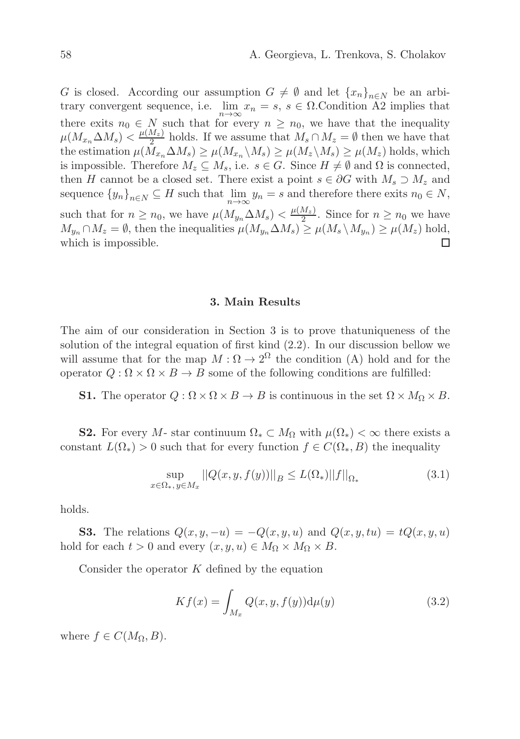$G$ is closed. According our assumption $G \neq \emptyset$ and let $\{x_n\}_{n\in N}$ be an arbitrary convergent sequence, i.e. $\lim_{n\to\infty} x_n = s$, $s \in \Omega$.Condition A2 implies that there exits $n_0 \in N$ such that for every $n \geq n_0$, we have that the inequality $\mu(M_{x_n} \Delta M_s) < \frac{\mu(M_z)}{2}$ holds. If we assume that $M_s \cap M_z = \emptyset$ then we have that the estimation $\mu(M_{x_n} \Delta M_s) \geq \mu(M_{x_n} \backslash M_s) \geq \mu(M_z \backslash M_s) \geq \mu(M_z)$ holds, which is impossible. Therefore $M_z \subseteq M_s$, i.e. $s \in G$. Since $H \neq \emptyset$ and $\Omega$ is connected, then $H$ cannot be a closed set. There exist a point $s \in \partial G$ with $M_s \supset M_z$ and sequence $\{y_n\}_{n\in N} \subseteq H$ such that $\lim_{n\to\infty} y_n = s$ and therefore there exits $n_0 \in N$, such that for $n \geq n_0$, we have $\mu(M_{y_n} \Delta M_s) < \frac{\mu(M_z)}{2}$. Since for $n \geq n_0$ we have $M_{y_n} \cap M_z = \emptyset$, then the inequalities $\mu(M_{y_n} \Delta M_s) \geq \mu(M_s \setminus M_{y_n}) \geq \mu(M_z)$ hold, which is impossible. □

## 3. Main Results

The aim of our consideration in Section 3 is to prove thatuniqueness of the solution of the integral equation of first kind (2.2). In our discussion bellow we will assume that for the map $M : \Omega \to 2^{\Omega}$ the condition (A) hold and for the operator $Q : \Omega \times \Omega \times B \to B$ some of the following conditions are fulfilled:

**S1.** The operator $Q : \Omega \times \Omega \times B \to B$ is continuous in the set $\Omega \times M_{\Omega} \times B$.

**S2.** For every $M$- star continuum $\Omega_* \subset M_{\Omega}$ with $\mu(\Omega_*) < \infty$ there exists a constant $L(\Omega_*) > 0$ such that for every function $f \in C(\Omega_*, B)$ the inequality

$$\sup_{x\in\Omega_*,\, y\in M_x} ||Q(x, y, f(y))||_B \leq L(\Omega_*)||f||_{\Omega_*} \tag{3.1}$$

holds.

**S3.** The relations $Q(x, y, -u) = -Q(x, y, u)$ and $Q(x, y, tu) = tQ(x, y, u)$ hold for each $t > 0$ and every $(x, y, u) \in M_{\Omega} \times M_{\Omega} \times B$.

Consider the operator $K$ defined by the equation

$$Kf(x) = \int_{M_x} Q(x, y, f(y))\mathrm{d}\mu(y) \tag{3.2}$$

where $f \in C(M_{\Omega}, B)$.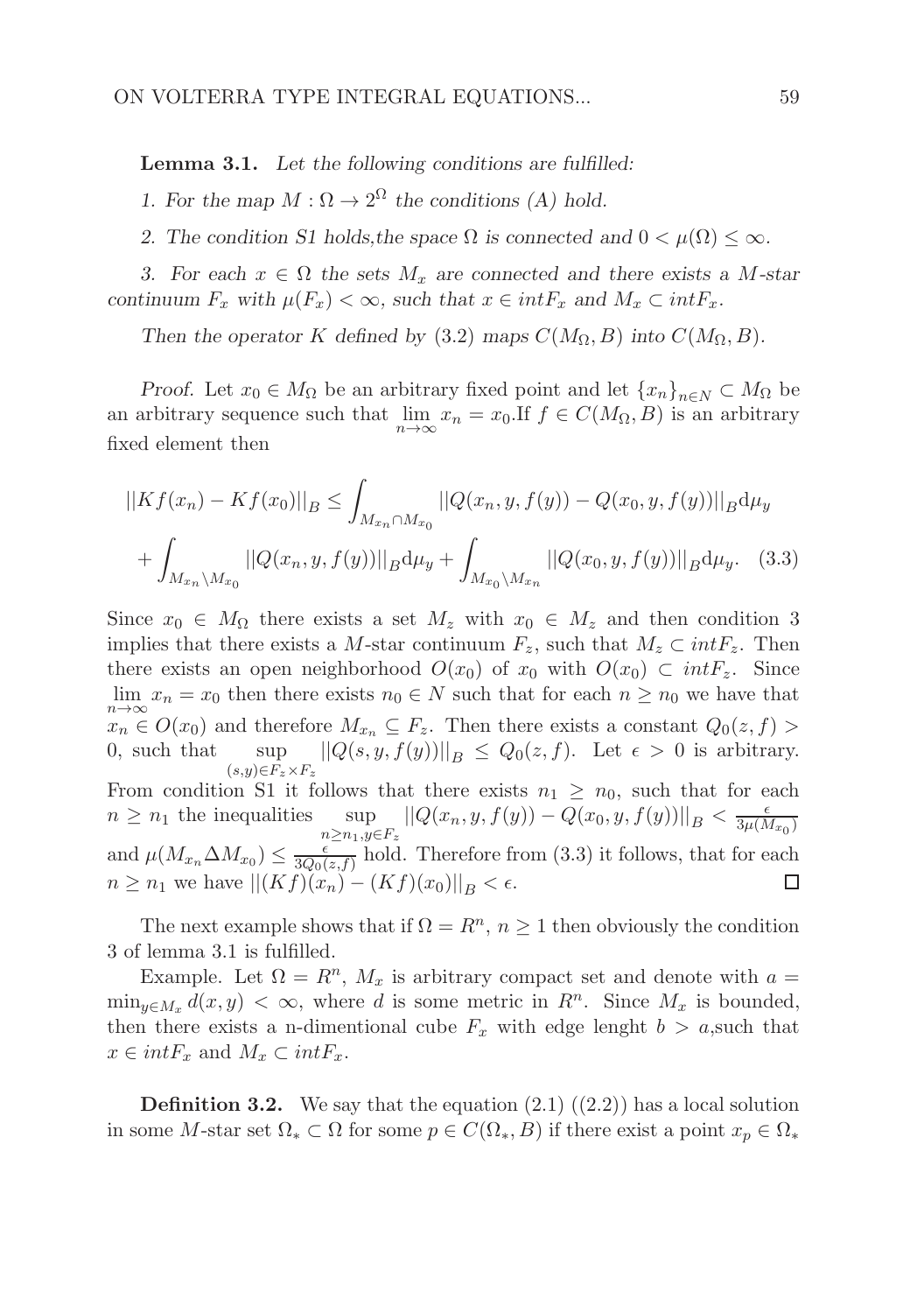**Lemma 3.1.** *Let the following conditions are fulfilled:*

*1. For the map $M : \Omega \to 2^{\Omega}$ the conditions (A) hold.*

*2. The condition S1 holds,the space $\Omega$ is connected and $0 < \mu(\Omega) \leq \infty$.*

*3. For each $x \in \Omega$ the sets $M_x$ are connected and there exists a $M$-star continuum $F_x$ with $\mu(F_x) < \infty$, such that $x \in intF_x$ and $M_x \subset intF_x$.*

*Then the operator $K$ defined by (3.2) maps $C(M_{\Omega}, B)$ into $C(M_{\Omega}, B)$.*

*Proof.* Let $x_0 \in M_{\Omega}$ be an arbitrary fixed point and let $\{x_n\}_{n \in N} \subset M_{\Omega}$ be an arbitrary sequence such that $\lim_{n\to\infty} x_n = x_0$.If $f \in C(M_{\Omega}, B)$ is an arbitrary fixed element then

$$||Kf(x_n) - Kf(x_0)||_B \leq \int_{M_{x_n} \cap M_{x_0}} ||Q(x_n, y, f(y)) - Q(x_0, y, f(y))||_B \mathrm{d}\mu_y$$
$$+ \int_{M_{x_n} \setminus M_{x_0}} ||Q(x_n, y, f(y))||_B \mathrm{d}\mu_y + \int_{M_{x_0} \setminus M_{x_n}} ||Q(x_0, y, f(y))||_B \mathrm{d}\mu_y. \quad (3.3)$$

Since $x_0 \in M_{\Omega}$ there exists a set $M_z$ with $x_0 \in M_z$ and then condition 3 implies that there exists a $M$-star continuum $F_z$, such that $M_z \subset intF_z$. Then there exists an open neighborhood $O(x_0)$ of $x_0$ with $O(x_0) \subset intF_z$. Since $\lim_{n\to\infty} x_n = x_0$ then there exists $n_0 \in N$ such that for each $n \geq n_0$ we have that $x_n \in O(x_0)$ and therefore $M_{x_n} \subseteq F_z$. Then there exists a constant $Q_0(z, f) > 0$, such that $\sup_{(s,y) \in F_z \times F_z} ||Q(s, y, f(y))||_B \leq Q_0(z, f)$. Let $\epsilon > 0$ is arbitrary. From condition S1 it follows that there exists $n_1 \geq n_0$, such that for each $n \geq n_1$ the inequalities $\sup_{n \geq n_1, y \in F_z} ||Q(x_n, y, f(y)) - Q(x_0, y, f(y))||_B < \frac{\epsilon}{3\mu(M_{x_0})}$ and $\mu(M_{x_n} \Delta M_{x_0}) \leq \frac{\epsilon}{3Q_0(z,f)}$ hold. Therefore from (3.3) it follows, that for each $n \geq n_1$ we have $||(Kf)(x_n) - (Kf)(x_0)||_B < \epsilon$. $\square$

The next example shows that if $\Omega = R^n$, $n \geq 1$ then obviously the condition 3 of lemma 3.1 is fulfilled.

Example. Let $\Omega = R^n$, $M_x$ is arbitrary compact set and denote with $a = \min_{y \in M_x} d(x, y) < \infty$, where $d$ is some metric in $R^n$. Since $M_x$ is bounded, then there exists a n-dimentional cube $F_x$ with edge lenght $b > a$,such that $x \in intF_x$ and $M_x \subset intF_x$.

**Definition 3.2.** We say that the equation (2.1) ((2.2)) has a local solution in some $M$-star set $\Omega_* \subset \Omega$ for some $p \in C(\Omega_*, B)$ if there exist a point $x_p \in \Omega_*$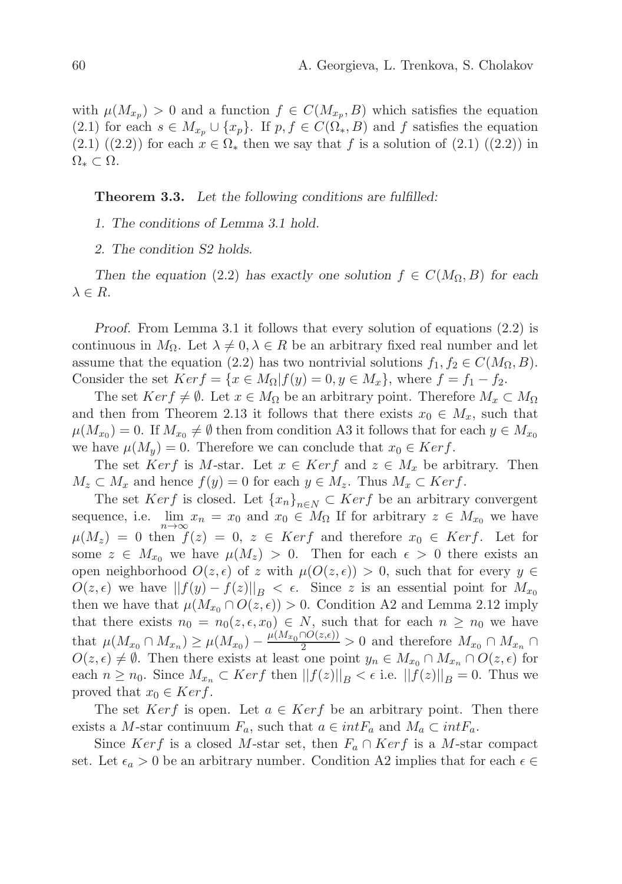with $\mu(M_{x_p}) > 0$ and a function $f \in C(M_{x_p}, B)$ which satisfies the equation (2.1) for each $s \in M_{x_p} \cup \{x_p\}$. If $p, f \in C(\Omega_*, B)$ and $f$ satisfies the equation (2.1) ((2.2)) for each $x \in \Omega_*$ then we say that $f$ is a solution of (2.1) ((2.2)) in $\Omega_* \subset \Omega$.

**Theorem 3.3.** *Let the following conditions are fulfilled:*

*1. The conditions of Lemma 3.1 hold.*

*2. The condition S2 holds.*

*Then the equation* (2.2) *has exactly one solution $f \in C(M_\Omega, B)$ for each $\lambda \in R$.*

*Proof.* From Lemma 3.1 it follows that every solution of equations (2.2) is continuous in $M_\Omega$. Let $\lambda \neq 0, \lambda \in R$ be an arbitrary fixed real number and let assume that the equation (2.2) has two nontrivial solutions $f_1, f_2 \in C(M_\Omega, B)$. Consider the set $Kerf = \{x \in M_\Omega | f(y) = 0, y \in M_x\}$, where $f = f_1 - f_2$.

The set $Kerf \neq \emptyset$. Let $x \in M_\Omega$ be an arbitrary point. Therefore $M_x \subset M_\Omega$ and then from Theorem 2.13 it follows that there exists $x_0 \in M_x$, such that $\mu(M_{x_0}) = 0$. If $M_{x_0} \neq \emptyset$ then from condition A3 it follows that for each $y \in M_{x_0}$ we have $\mu(M_y) = 0$. Therefore we can conclude that $x_0 \in Kerf$.

The set $Kerf$ is $M$-star. Let $x \in Kerf$ and $z \in M_x$ be arbitrary. Then $M_z \subset M_x$ and hence $f(y) = 0$ for each $y \in M_z$. Thus $M_x \subset Kerf$.

The set $Kerf$ is closed. Let $\{x_n\}_{n\in N} \subset Kerf$ be an arbitrary convergent sequence, i.e. $\lim_{n\to\infty} x_n = x_0$ and $x_0 \in M_\Omega$ If for arbitrary $z \in M_{x_0}$ we have $\mu(M_z) = 0$ then $f(z) = 0$, $z \in Kerf$ and therefore $x_0 \in Kerf$. Let for some $z \in M_{x_0}$ we have $\mu(M_z) > 0$. Then for each $\epsilon > 0$ there exists an open neighborhood $O(z, \epsilon)$ of $z$ with $\mu(O(z, \epsilon)) > 0$, such that for every $y \in O(z, \epsilon)$ we have $||f(y) - f(z)||_B < \epsilon$. Since $z$ is an essential point for $M_{x_0}$ then we have that $\mu(M_{x_0} \cap O(z, \epsilon)) > 0$. Condition A2 and Lemma 2.12 imply that there exists $n_0 = n_0(z, \epsilon, x_0) \in N$, such that for each $n \geq n_0$ we have that $\mu(M_{x_0} \cap M_{x_n}) \geq \mu(M_{x_0}) - \frac{\mu(M_{x_0} \cap O(z,\epsilon))}{2} > 0$ and therefore $M_{x_0} \cap M_{x_n} \cap O(z, \epsilon) \neq \emptyset$. Then there exists at least one point $y_n \in M_{x_0} \cap M_{x_n} \cap O(z, \epsilon)$ for each $n \geq n_0$. Since $M_{x_n} \subset Kerf$ then $||f(z)||_B < \epsilon$ i.e. $||f(z)||_B = 0$. Thus we proved that $x_0 \in Kerf$.

The set $Kerf$ is open. Let $a \in Kerf$ be an arbitrary point. Then there exists a $M$-star continuum $F_a$, such that $a \in intF_a$ and $M_a \subset intF_a$.

Since $Kerf$ is a closed $M$-star set, then $F_a \cap Kerf$ is a $M$-star compact set. Let $\epsilon_a > 0$ be an arbitrary number. Condition A2 implies that for each $\epsilon \in$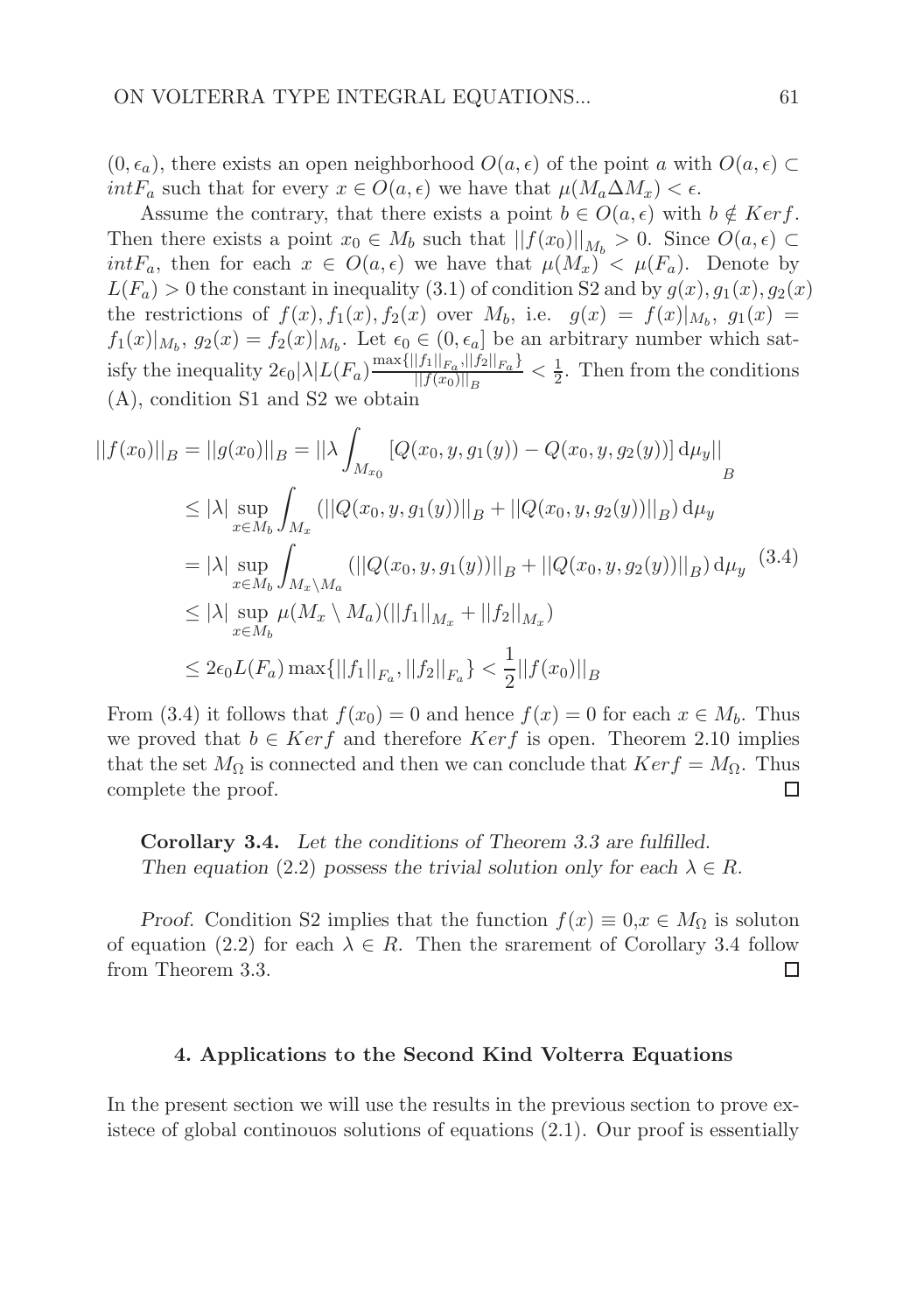$(0, \epsilon_a)$, there exists an open neighborhood $O(a, \epsilon)$ of the point $a$ with $O(a, \epsilon) \subset intF_a$ such that for every $x \in O(a, \epsilon)$ we have that $\mu(M_a \Delta M_x) < \epsilon$.

Assume the contrary, that there exists a point $b \in O(a, \epsilon)$ with $b \notin Kerf$. Then there exists a point $x_0 \in M_b$ such that $||f(x_0)||_{M_b} > 0$. Since $O(a, \epsilon) \subset intF_a$, then for each $x \in O(a, \epsilon)$ we have that $\mu(M_x) < \mu(F_a)$. Denote by $L(F_a) > 0$ the constant in inequality (3.1) of condition S2 and by $g(x), g_1(x), g_2(x)$ the restrictions of $f(x), f_1(x), f_2(x)$ over $M_b$, i.e. $g(x) = f(x)|_{M_b}$, $g_1(x) = f_1(x)|_{M_b}$, $g_2(x) = f_2(x)|_{M_b}$. Let $\epsilon_0 \in (0, \epsilon_a]$ be an arbitrary number which satisfy the inequality $2\epsilon_0|\lambda|L(F_a)\frac{\max\{||f_1||_{F_a}, ||f_2||_{F_a}\}}{||f(x_0)||_B} < \frac{1}{2}$. Then from the conditions (A), condition S1 and S2 we obtain

$$
\begin{aligned}
||f(x_0)||_B &= ||g(x_0)||_B = \Big\|\lambda \int_{M_{x_0}} [Q(x_0, y, g_1(y)) - Q(x_0, y, g_2(y))] \, \mathrm{d}\mu_y\Big\|_B \\
&\leq |\lambda| \sup_{x \in M_b} \int_{M_x} (||Q(x_0, y, g_1(y))||_B + ||Q(x_0, y, g_2(y))||_B) \, \mathrm{d}\mu_y \\
&= |\lambda| \sup_{x \in M_b} \int_{M_x \setminus M_a} (||Q(x_0, y, g_1(y))||_B + ||Q(x_0, y, g_2(y))||_B) \, \mathrm{d}\mu_y \\
&\leq |\lambda| \sup_{x \in M_b} \mu(M_x \setminus M_a)(||f_1||_{M_x} + ||f_2||_{M_x}) \\
&\leq 2\epsilon_0 L(F_a) \max\{||f_1||_{F_a}, ||f_2||_{F_a}\} < \frac{1}{2}||f(x_0)||_B
\end{aligned}
\tag{3.4}
$$

From (3.4) it follows that $f(x_0) = 0$ and hence $f(x) = 0$ for each $x \in M_b$. Thus we proved that $b \in Kerf$ and therefore $Kerf$ is open. Theorem 2.10 implies that the set $M_\Omega$ is connected and then we can conclude that $Kerf = M_\Omega$. Thus complete the proof. □

**Corollary 3.4.** *Let the conditions of Theorem 3.3 are fulfilled. Then equation* (2.2) *possess the trivial solution only for each* $\lambda \in R$.

*Proof.* Condition S2 implies that the function $f(x) \equiv 0, x \in M_\Omega$ is soluton of equation (2.2) for each $\lambda \in R$. Then the srarement of Corollary 3.4 follow from Theorem 3.3. □

## 4. Applications to the Second Kind Volterra Equations

In the present section we will use the results in the previous section to prove existece of global continouos solutions of equations (2.1). Our proof is essentially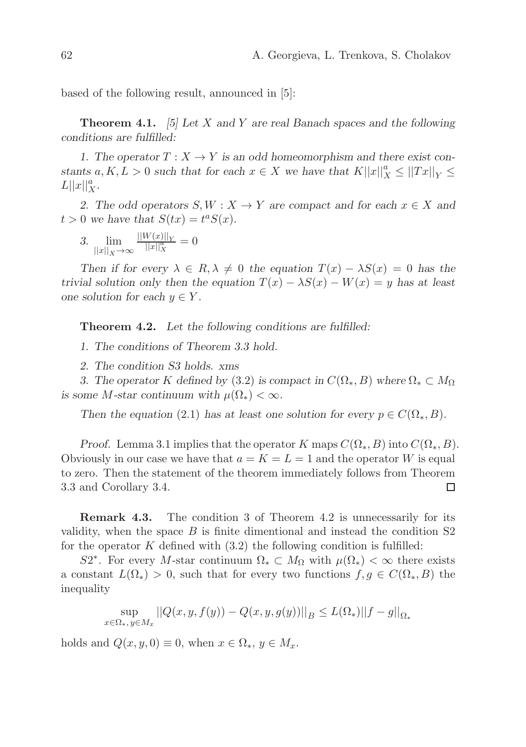based of the following result, announced in [5]:

**Theorem 4.1.** *[5] Let $X$ and $Y$ are real Banach spaces and the following conditions are fulfilled:*

*1. The operator $T : X \to Y$ is an odd homeomorphism and there exist constants $a, K, L > 0$ such that for each $x \in X$ we have that $K||x||_X^a \le ||Tx||_Y \le L||x||_X^a$.*

*2. The odd operators $S, W : X \to Y$ are compact and for each $x \in X$ and $t > 0$ we have that $S(tx) = t^a S(x)$.*

*3.* $\lim\limits_{||x||_X \to \infty} \frac{||W(x)||_Y}{||x||_X^a} = 0$

*Then if for every $\lambda \in R, \lambda \neq 0$ the equation $T(x) - \lambda S(x) = 0$ has the trivial solution only then the equation $T(x) - \lambda S(x) - W(x) = y$ has at least one solution for each $y \in Y$.*

**Theorem 4.2.** *Let the following conditions are fulfilled:*

*1. The conditions of Theorem 3.3 hold.*

*2. The condition S3 holds. xms*

*3. The operator $K$ defined by (3.2) is compact in $C(\Omega_*, B)$ where $\Omega_* \subset M_\Omega$ is some $M$-star continuum with $\mu(\Omega_*) < \infty$.*

*Then the equation (2.1) has at least one solution for every $p \in C(\Omega_*, B)$.*

*Proof.* Lemma 3.1 implies that the operator $K$ maps $C(\Omega_*, B)$ into $C(\Omega_*, B)$. Obviously in our case we have that $a = K = L = 1$ and the operator $W$ is equal to zero. Then the statement of the theorem immediately follows from Theorem 3.3 and Corollary 3.4. □

**Remark 4.3.** The condition 3 of Theorem 4.2 is unnecessarily for its validity, when the space $B$ is finite dimentional and instead the condition S2 for the operator $K$ defined with (3.2) the following condition is fulfilled:

$S2^*$. For every $M$-star continuum $\Omega_* \subset M_\Omega$ with $\mu(\Omega_*) < \infty$ there exists a constant $L(\Omega_*) > 0$, such that for every two functions $f, g \in C(\Omega_*, B)$ the inequality

$$\sup_{x \in \Omega_*,\, y \in M_x} ||Q(x, y, f(y)) - Q(x, y, g(y))||_B \le L(\Omega_*)||f - g||_{\Omega_*}$$

holds and $Q(x, y, 0) \equiv 0$, when $x \in \Omega_*$, $y \in M_x$.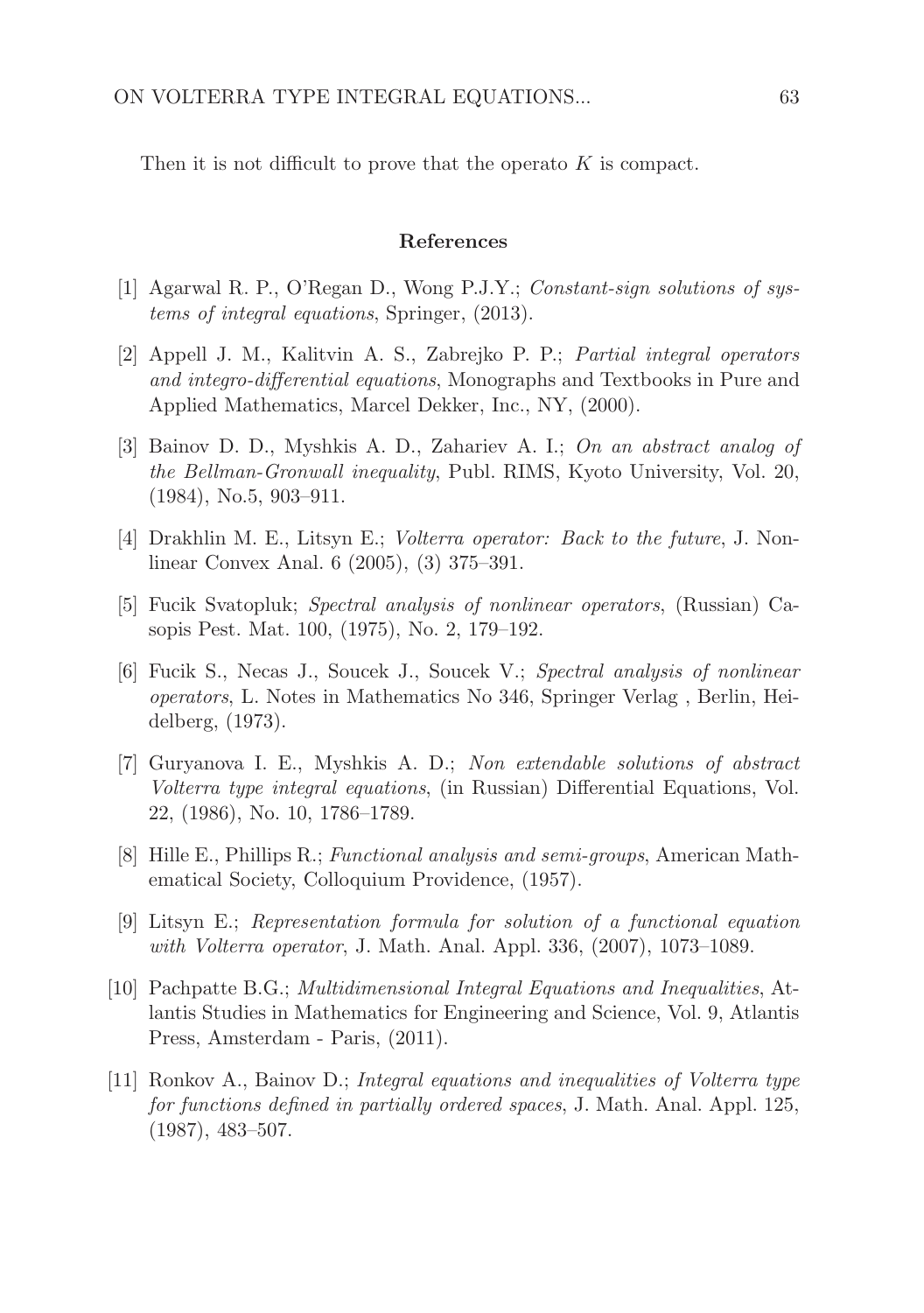Then it is not difficult to prove that the operato $K$ is compact.

## References

[1] Agarwal R. P., O'Regan D., Wong P.J.Y.; *Constant-sign solutions of systems of integral equations*, Springer, (2013).

[2] Appell J. M., Kalitvin A. S., Zabrejko P. P.; *Partial integral operators and integro-differential equations*, Monographs and Textbooks in Pure and Applied Mathematics, Marcel Dekker, Inc., NY, (2000).

[3] Bainov D. D., Myshkis A. D., Zahariev A. I.; *On an abstract analog of the Bellman-Gronwall inequality*, Publ. RIMS, Kyoto University, Vol. 20, (1984), No.5, 903–911.

[4] Drakhlin M. E., Litsyn E.; *Volterra operator: Back to the future*, J. Nonlinear Convex Anal. 6 (2005), (3) 375–391.

[5] Fucik Svatopluk; *Spectral analysis of nonlinear operators*, (Russian) Casopis Pest. Mat. 100, (1975), No. 2, 179–192.

[6] Fucik S., Necas J., Soucek J., Soucek V.; *Spectral analysis of nonlinear operators*, L. Notes in Mathematics No 346, Springer Verlag , Berlin, Heidelberg, (1973).

[7] Guryanova I. E., Myshkis A. D.; *Non extendable solutions of abstract Volterra type integral equations*, (in Russian) Differential Equations, Vol. 22, (1986), No. 10, 1786–1789.

[8] Hille E., Phillips R.; *Functional analysis and semi-groups*, American Mathematical Society, Colloquium Providence, (1957).

[9] Litsyn E.; *Representation formula for solution of a functional equation with Volterra operator*, J. Math. Anal. Appl. 336, (2007), 1073–1089.

[10] Pachpatte B.G.; *Multidimensional Integral Equations and Inequalities*, Atlantis Studies in Mathematics for Engineering and Science, Vol. 9, Atlantis Press, Amsterdam - Paris, (2011).

[11] Ronkov A., Bainov D.; *Integral equations and inequalities of Volterra type for functions defined in partially ordered spaces*, J. Math. Anal. Appl. 125, (1987), 483–507.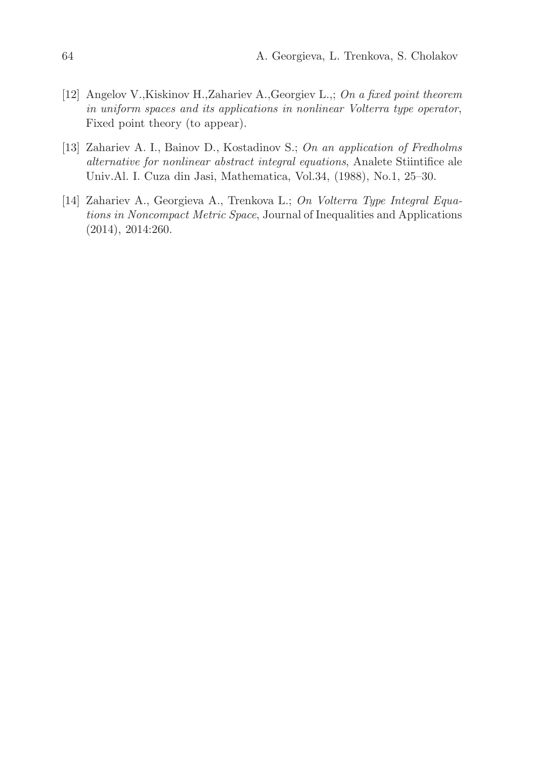[12] Angelov V.,Kiskinov H.,Zahariev A.,Georgiev L.,; *On a fixed point theorem in uniform spaces and its applications in nonlinear Volterra type operator*, Fixed point theory (to appear).

[13] Zahariev A. I., Bainov D., Kostadinov S.; *On an application of Fredholms alternative for nonlinear abstract integral equations*, Analete Stiintifice ale Univ.Al. I. Cuza din Jasi, Mathematica, Vol.34, (1988), No.1, 25–30.

[14] Zahariev A., Georgieva A., Trenkova L.; *On Volterra Type Integral Equations in Noncompact Metric Space*, Journal of Inequalities and Applications (2014), 2014:260.